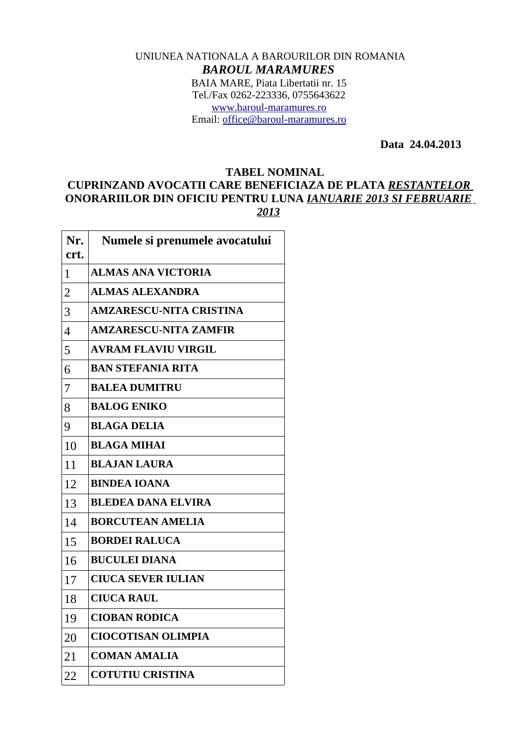UNIUNEA NATIONALA A BAROURILOR DIN ROMANIA

***BAROUL MARAMURES***

BAIA MARE, Piata Libertatii nr. 15

Tel./Fax 0262-223336, 0755643622

www.baroul-maramures.ro

Email: office@baroul-maramures.ro

**Data 24.04.2013**

## TABEL NOMINAL
## CUPRINZAND AVOCATII CARE BENEFICIAZA DE PLATA ***RESTANTELOR*** ONORARIILOR DIN OFICIU PENTRU LUNA ***IANUARIE 2013 SI FEBRUARIE 2013***

| Nr. crt. | Numele si prenumele avocatului |
|---|---|
| 1 | **ALMAS ANA VICTORIA** |
| 2 | **ALMAS ALEXANDRA** |
| 3 | **AMZARESCU-NITA CRISTINA** |
| 4 | **AMZARESCU-NITA ZAMFIR** |
| 5 | **AVRAM FLAVIU VIRGIL** |
| 6 | **BAN STEFANIA RITA** |
| 7 | **BALEA DUMITRU** |
| 8 | **BALOG ENIKO** |
| 9 | **BLAGA DELIA** |
| 10 | **BLAGA MIHAI** |
| 11 | **BLAJAN LAURA** |
| 12 | **BINDEA IOANA** |
| 13 | **BLEDEA DANA ELVIRA** |
| 14 | **BORCUTEAN AMELIA** |
| 15 | **BORDEI RALUCA** |
| 16 | **BUCULEI DIANA** |
| 17 | **CIUCA SEVER IULIAN** |
| 18 | **CIUCA RAUL** |
| 19 | **CIOBAN RODICA** |
| 20 | **CIOCOTISAN OLIMPIA** |
| 21 | **COMAN AMALIA** |
| 22 | **COTUTIU CRISTINA** |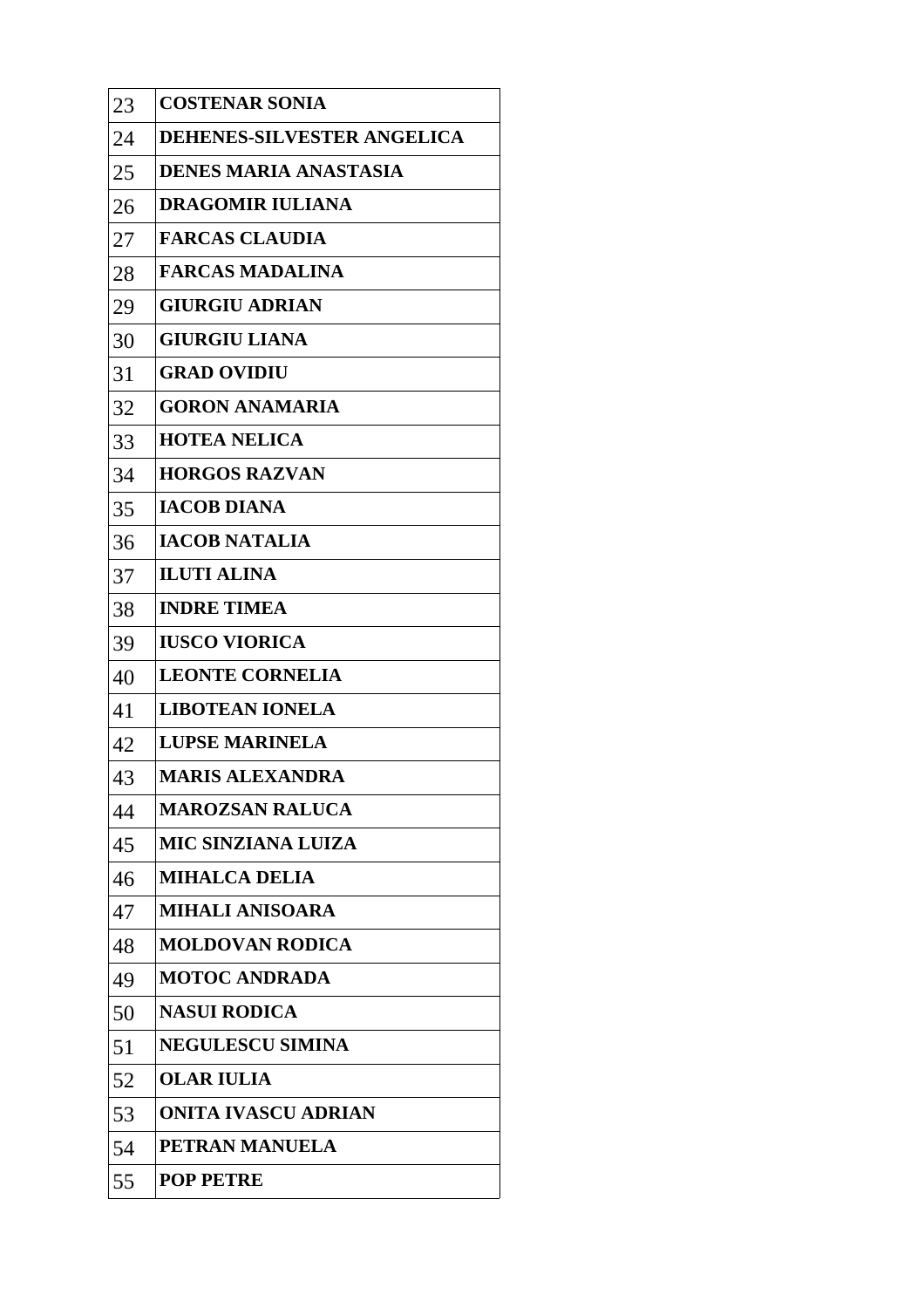| | |
|---|---|
| 23 | **COSTENAR SONIA** |
| 24 | **DEHENES-SILVESTER ANGELICA** |
| 25 | **DENES MARIA ANASTASIA** |
| 26 | **DRAGOMIR IULIANA** |
| 27 | **FARCAS CLAUDIA** |
| 28 | **FARCAS MADALINA** |
| 29 | **GIURGIU ADRIAN** |
| 30 | **GIURGIU LIANA** |
| 31 | **GRAD OVIDIU** |
| 32 | **GORON ANAMARIA** |
| 33 | **HOTEA NELICA** |
| 34 | **HORGOS RAZVAN** |
| 35 | **IACOB DIANA** |
| 36 | **IACOB NATALIA** |
| 37 | **ILUTI ALINA** |
| 38 | **INDRE TIMEA** |
| 39 | **IUSCO VIORICA** |
| 40 | **LEONTE CORNELIA** |
| 41 | **LIBOTEAN IONELA** |
| 42 | **LUPSE MARINELA** |
| 43 | **MARIS ALEXANDRA** |
| 44 | **MAROZSAN RALUCA** |
| 45 | **MIC SINZIANA LUIZA** |
| 46 | **MIHALCA DELIA** |
| 47 | **MIHALI ANISOARA** |
| 48 | **MOLDOVAN RODICA** |
| 49 | **MOTOC ANDRADA** |
| 50 | **NASUI RODICA** |
| 51 | **NEGULESCU SIMINA** |
| 52 | **OLAR IULIA** |
| 53 | **ONITA IVASCU ADRIAN** |
| 54 | **PETRAN MANUELA** |
| 55 | **POP PETRE** |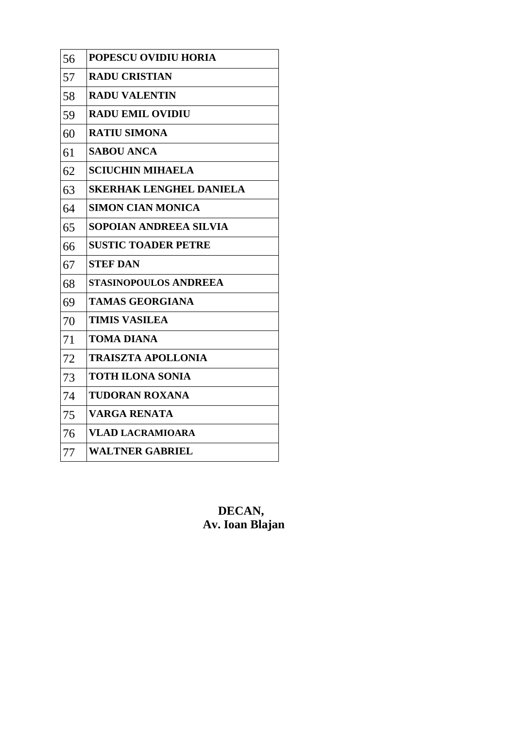| | |
|---|---|
| 56 | **POPESCU OVIDIU HORIA** |
| 57 | **RADU CRISTIAN** |
| 58 | **RADU VALENTIN** |
| 59 | **RADU EMIL OVIDIU** |
| 60 | **RATIU SIMONA** |
| 61 | **SABOU ANCA** |
| 62 | **SCIUCHIN MIHAELA** |
| 63 | **SKERHAK LENGHEL DANIELA** |
| 64 | **SIMON CIAN MONICA** |
| 65 | **SOPOIAN ANDREEA SILVIA** |
| 66 | **SUSTIC TOADER PETRE** |
| 67 | **STEF DAN** |
| 68 | **STASINOPOULOS ANDREEA** |
| 69 | **TAMAS GEORGIANA** |
| 70 | **TIMIS VASILEA** |
| 71 | **TOMA DIANA** |
| 72 | **TRAISZTA APOLLONIA** |
| 73 | **TOTH ILONA SONIA** |
| 74 | **TUDORAN ROXANA** |
| 75 | **VARGA RENATA** |
| 76 | **VLAD LACRAMIOARA** |
| 77 | **WALTNER GABRIEL** |

**DECAN,**
**Av. Ioan Blajan**